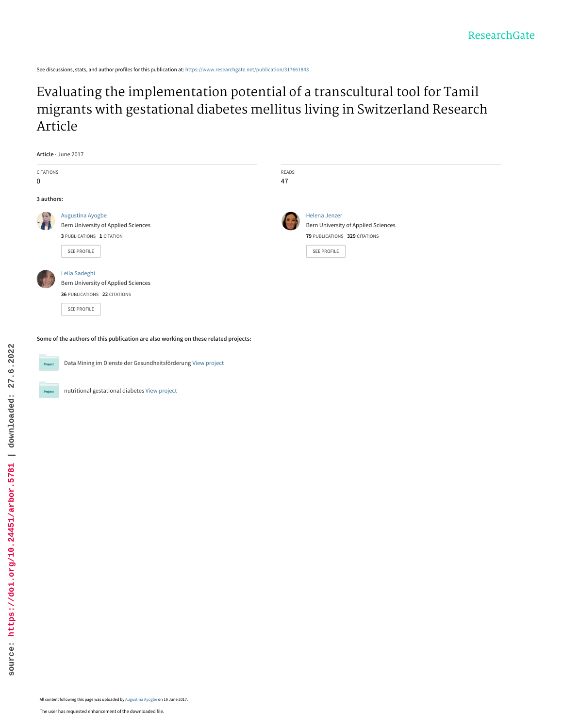See discussions, stats, and author profiles for this publication at: https://www.researchgate.net/publication/317661843

# Evaluating the implementation potential of a transcultural tool for Tamil migrants with gestational diabetes mellitus living in Switzerland Research Article

**Article** · June 2017

CITATIONS
0

READS
47

**3 authors:**

Augustina Ayogbe
Bern University of Applied Sciences
**3** PUBLICATIONS **1** CITATION

SEE PROFILE

Helena Jenzer
Bern University of Applied Sciences
**79** PUBLICATIONS **329** CITATIONS

SEE PROFILE

Leila Sadeghi
Bern University of Applied Sciences
**36** PUBLICATIONS **22** CITATIONS

SEE PROFILE

**Some of the authors of this publication are also working on these related projects:**

Project: Data Mining im Dienste der Gesundheitsförderung View project

Project: nutritional gestational diabetes View project

All content following this page was uploaded by Augustina Ayogbe on 19 June 2017.

The user has requested enhancement of the downloaded file.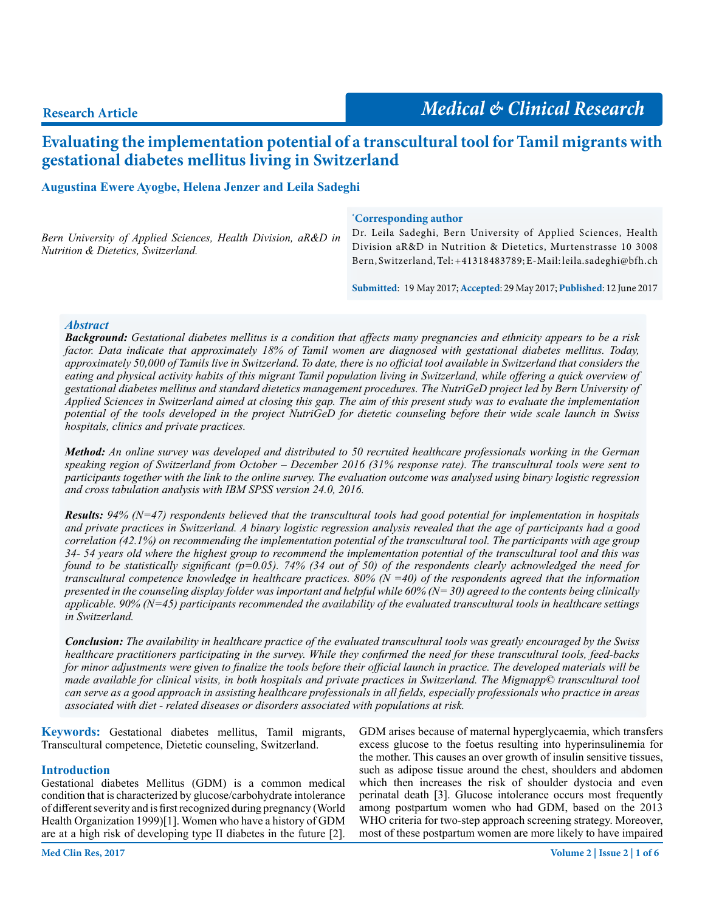## Research Article

# Evaluating the implementation potential of a transcultural tool for Tamil migrants with gestational diabetes mellitus living in Switzerland

**Augustina Ewere Ayogbe, Helena Jenzer and Leila Sadeghi**

*Bern University of Applied Sciences, Health Division, aR&D in Nutrition & Dietetics, Switzerland.*

**\*Corresponding author**

Dr. Leila Sadeghi, Bern University of Applied Sciences, Health Division aR&D in Nutrition & Dietetics, Murtenstrasse 10 3008 Bern, Switzerland, Tel: +41318483789; E-Mail: leila.sadeghi@bfh.ch

**Submitted**: 19 May 2017; **Accepted**: 29 May 2017; **Published**: 12 June 2017

### Abstract

***Background:*** *Gestational diabetes mellitus is a condition that affects many pregnancies and ethnicity appears to be a risk factor. Data indicate that approximately 18% of Tamil women are diagnosed with gestational diabetes mellitus. Today, approximately 50,000 of Tamils live in Switzerland. To date, there is no official tool available in Switzerland that considers the eating and physical activity habits of this migrant Tamil population living in Switzerland, while offering a quick overview of gestational diabetes mellitus and standard dietetics management procedures. The NutriGeD project led by Bern University of Applied Sciences in Switzerland aimed at closing this gap. The aim of this present study was to evaluate the implementation potential of the tools developed in the project NutriGeD for dietetic counseling before their wide scale launch in Swiss hospitals, clinics and private practices.*

***Method:*** *An online survey was developed and distributed to 50 recruited healthcare professionals working in the German speaking region of Switzerland from October – December 2016 (31% response rate). The transcultural tools were sent to participants together with the link to the online survey. The evaluation outcome was analysed using binary logistic regression and cross tabulation analysis with IBM SPSS version 24.0, 2016.*

***Results:*** *94% (N=47) respondents believed that the transcultural tools had good potential for implementation in hospitals and private practices in Switzerland. A binary logistic regression analysis revealed that the age of participants had a good correlation (42.1%) on recommending the implementation potential of the transcultural tool. The participants with age group 34- 54 years old where the highest group to recommend the implementation potential of the transcultural tool and this was found to be statistically significant (p=0.05). 74% (34 out of 50) of the respondents clearly acknowledged the need for transcultural competence knowledge in healthcare practices. 80% (N =40) of the respondents agreed that the information presented in the counseling display folder was important and helpful while 60% (N= 30) agreed to the contents being clinically applicable. 90% (N=45) participants recommended the availability of the evaluated transcultural tools in healthcare settings in Switzerland.*

***Conclusion:*** *The availability in healthcare practice of the evaluated transcultural tools was greatly encouraged by the Swiss healthcare practitioners participating in the survey. While they confirmed the need for these transcultural tools, feed-backs for minor adjustments were given to finalize the tools before their official launch in practice. The developed materials will be made available for clinical visits, in both hospitals and private practices in Switzerland. The Migmapp© transcultural tool can serve as a good approach in assisting healthcare professionals in all fields, especially professionals who practice in areas associated with diet - related diseases or disorders associated with populations at risk.*

**Keywords:** Gestational diabetes mellitus, Tamil migrants, Transcultural competence, Dietetic counseling, Switzerland.

## Introduction

Gestational diabetes Mellitus (GDM) is a common medical condition that is characterized by glucose/carbohydrate intolerance of different severity and is first recognized during pregnancy (World Health Organization 1999)[1]. Women who have a history of GDM are at a high risk of developing type II diabetes in the future [2]. GDM arises because of maternal hyperglycaemia, which transfers excess glucose to the foetus resulting into hyperinsulinemia for the mother. This causes an over growth of insulin sensitive tissues, such as adipose tissue around the chest, shoulders and abdomen which then increases the risk of shoulder dystocia and even perinatal death [3]. Glucose intolerance occurs most frequently among postpartum women who had GDM, based on the 2013 WHO criteria for two-step approach screening strategy. Moreover, most of these postpartum women are more likely to have impaired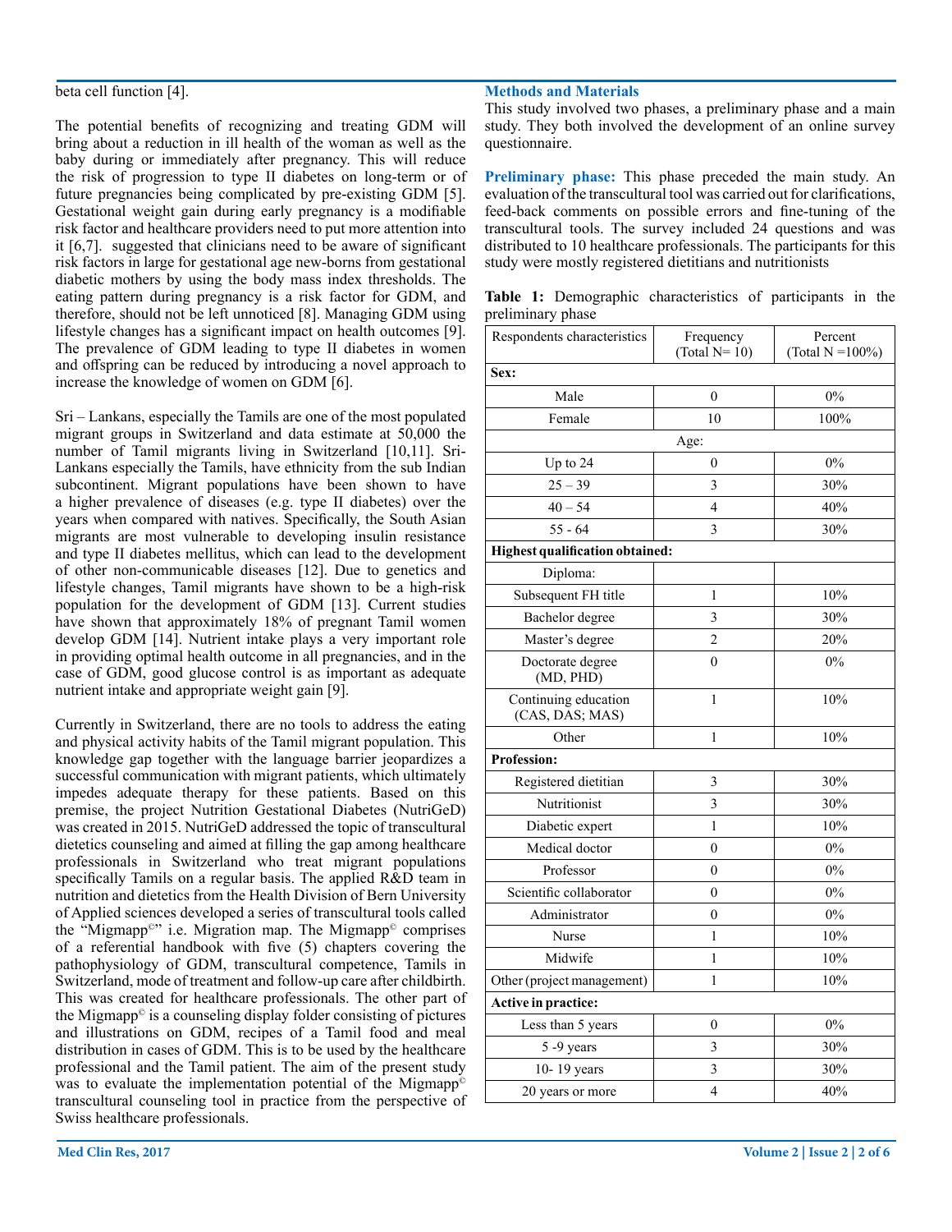beta cell function [4].

The potential benefits of recognizing and treating GDM will bring about a reduction in ill health of the woman as well as the baby during or immediately after pregnancy. This will reduce the risk of progression to type II diabetes on long-term or of future pregnancies being complicated by pre-existing GDM [5]. Gestational weight gain during early pregnancy is a modifiable risk factor and healthcare providers need to put more attention into it [6,7]. suggested that clinicians need to be aware of significant risk factors in large for gestational age new-borns from gestational diabetic mothers by using the body mass index thresholds. The eating pattern during pregnancy is a risk factor for GDM, and therefore, should not be left unnoticed [8]. Managing GDM using lifestyle changes has a significant impact on health outcomes [9]. The prevalence of GDM leading to type II diabetes in women and offspring can be reduced by introducing a novel approach to increase the knowledge of women on GDM [6].

Sri – Lankans, especially the Tamils are one of the most populated migrant groups in Switzerland and data estimate at 50,000 the number of Tamil migrants living in Switzerland [10,11]. Sri-Lankans especially the Tamils, have ethnicity from the sub Indian subcontinent. Migrant populations have been shown to have a higher prevalence of diseases (e.g. type II diabetes) over the years when compared with natives. Specifically, the South Asian migrants are most vulnerable to developing insulin resistance and type II diabetes mellitus, which can lead to the development of other non-communicable diseases [12]. Due to genetics and lifestyle changes, Tamil migrants have shown to be a high-risk population for the development of GDM [13]. Current studies have shown that approximately 18% of pregnant Tamil women develop GDM [14]. Nutrient intake plays a very important role in providing optimal health outcome in all pregnancies, and in the case of GDM, good glucose control is as important as adequate nutrient intake and appropriate weight gain [9].

Currently in Switzerland, there are no tools to address the eating and physical activity habits of the Tamil migrant population. This knowledge gap together with the language barrier jeopardizes a successful communication with migrant patients, which ultimately impedes adequate therapy for these patients. Based on this premise, the project Nutrition Gestational Diabetes (NutriGeD) was created in 2015. NutriGeD addressed the topic of transcultural dietetics counseling and aimed at filling the gap among healthcare professionals in Switzerland who treat migrant populations specifically Tamils on a regular basis. The applied R&D team in nutrition and dietetics from the Health Division of Bern University of Applied sciences developed a series of transcultural tools called the "Migmapp©" i.e. Migration map. The Migmapp© comprises of a referential handbook with five (5) chapters covering the pathophysiology of GDM, transcultural competence, Tamils in Switzerland, mode of treatment and follow-up care after childbirth. This was created for healthcare professionals. The other part of the Migmapp© is a counseling display folder consisting of pictures and illustrations on GDM, recipes of a Tamil food and meal distribution in cases of GDM. This is to be used by the healthcare professional and the Tamil patient. The aim of the present study was to evaluate the implementation potential of the Migmapp© transcultural counseling tool in practice from the perspective of Swiss healthcare professionals.

## Methods and Materials

This study involved two phases, a preliminary phase and a main study. They both involved the development of an online survey questionnaire.

**Preliminary phase:** This phase preceded the main study. An evaluation of the transcultural tool was carried out for clarifications, feed-back comments on possible errors and fine-tuning of the transcultural tools. The survey included 24 questions and was distributed to 10 healthcare professionals. The participants for this study were mostly registered dietitians and nutritionists

**Table 1:** Demographic characteristics of participants in the preliminary phase

| Respondents characteristics | Frequency (Total N= 10) | Percent (Total N =100%) |
|---|---|---|
| **Sex:** | | |
| Male | 0 | 0% |
| Female | 10 | 100% |
| Age: | | |
| Up to 24 | 0 | 0% |
| 25 – 39 | 3 | 30% |
| 40 – 54 | 4 | 40% |
| 55 - 64 | 3 | 30% |
| **Highest qualification obtained:** | | |
| Diploma: | | |
| Subsequent FH title | 1 | 10% |
| Bachelor degree | 3 | 30% |
| Master's degree | 2 | 20% |
| Doctorate degree (MD, PHD) | 0 | 0% |
| Continuing education (CAS, DAS; MAS) | 1 | 10% |
| Other | 1 | 10% |
| **Profession:** | | |
| Registered dietitian | 3 | 30% |
| Nutritionist | 3 | 30% |
| Diabetic expert | 1 | 10% |
| Medical doctor | 0 | 0% |
| Professor | 0 | 0% |
| Scientific collaborator | 0 | 0% |
| Administrator | 0 | 0% |
| Nurse | 1 | 10% |
| Midwife | 1 | 10% |
| Other (project management) | 1 | 10% |
| **Active in practice:** | | |
| Less than 5 years | 0 | 0% |
| 5 -9 years | 3 | 30% |
| 10- 19 years | 3 | 30% |
| 20 years or more | 4 | 40% |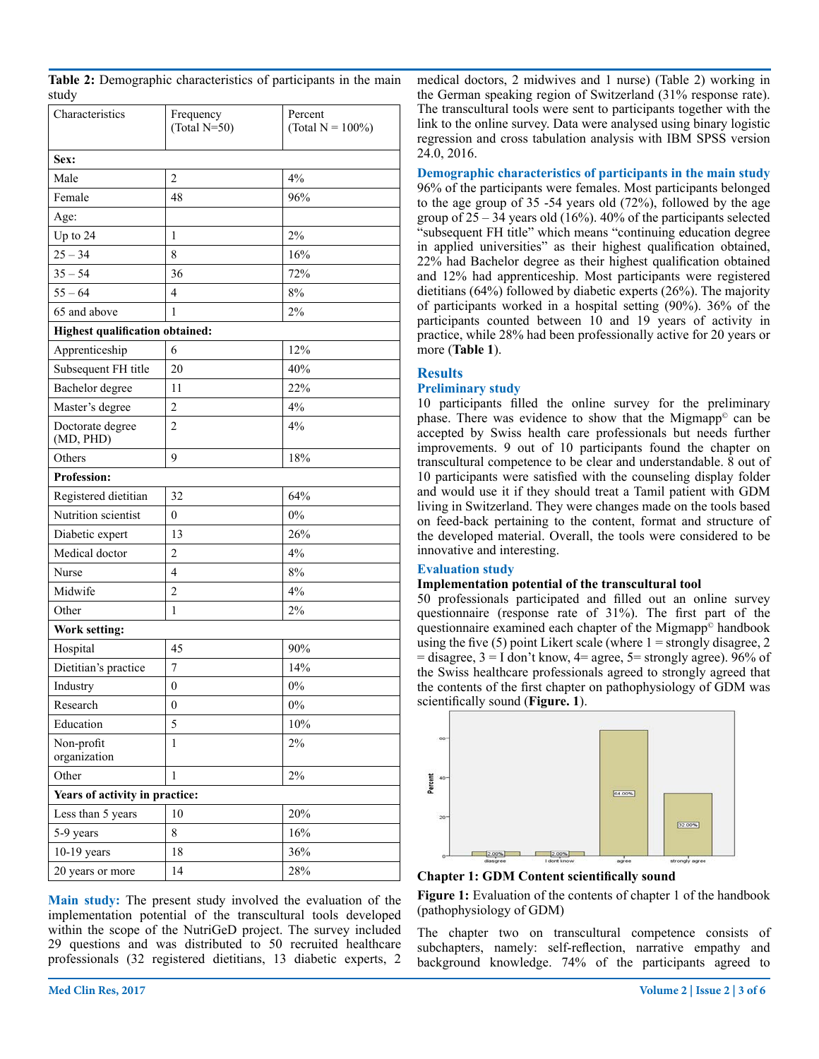**Table 2:** Demographic characteristics of participants in the main study

| Characteristics | Frequency (Total N=50) | Percent (Total N = 100%) |
|---|---|---|
| **Sex:** | | |
| Male | 2 | 4% |
| Female | 48 | 96% |
| Age: | | |
| Up to 24 | 1 | 2% |
| 25 – 34 | 8 | 16% |
| 35 – 54 | 36 | 72% |
| 55 – 64 | 4 | 8% |
| 65 and above | 1 | 2% |
| **Highest qualification obtained:** | | |
| Apprenticeship | 6 | 12% |
| Subsequent FH title | 20 | 40% |
| Bachelor degree | 11 | 22% |
| Master's degree | 2 | 4% |
| Doctorate degree (MD, PHD) | 2 | 4% |
| Others | 9 | 18% |
| **Profession:** | | |
| Registered dietitian | 32 | 64% |
| Nutrition scientist | 0 | 0% |
| Diabetic expert | 13 | 26% |
| Medical doctor | 2 | 4% |
| Nurse | 4 | 8% |
| Midwife | 2 | 4% |
| Other | 1 | 2% |
| **Work setting:** | | |
| Hospital | 45 | 90% |
| Dietitian's practice | 7 | 14% |
| Industry | 0 | 0% |
| Research | 0 | 0% |
| Education | 5 | 10% |
| Non-profit organization | 1 | 2% |
| Other | 1 | 2% |
| **Years of activity in practice:** | | |
| Less than 5 years | 10 | 20% |
| 5-9 years | 8 | 16% |
| 10-19 years | 18 | 36% |
| 20 years or more | 14 | 28% |

**Main study:** The present study involved the evaluation of the implementation potential of the transcultural tools developed within the scope of the NutriGeD project. The survey included 29 questions and was distributed to 50 recruited healthcare professionals (32 registered dietitians, 13 diabetic experts, 2 medical doctors, 2 midwives and 1 nurse) (Table 2) working in the German speaking region of Switzerland (31% response rate). The transcultural tools were sent to participants together with the link to the online survey. Data were analysed using binary logistic regression and cross tabulation analysis with IBM SPSS version 24.0, 2016.

### Demographic characteristics of participants in the main study

96% of the participants were females. Most participants belonged to the age group of 35 -54 years old (72%), followed by the age group of 25 – 34 years old (16%). 40% of the participants selected "subsequent FH title" which means "continuing education degree in applied universities" as their highest qualification obtained, 22% had Bachelor degree as their highest qualification obtained and 12% had apprenticeship. Most participants were registered dietitians (64%) followed by diabetic experts (26%). The majority of participants worked in a hospital setting (90%). 36% of the participants counted between 10 and 19 years of activity in practice, while 28% had been professionally active for 20 years or more (**Table 1**).

## Results

### Preliminary study

10 participants filled the online survey for the preliminary phase. There was evidence to show that the Migmapp© can be accepted by Swiss health care professionals but needs further improvements. 9 out of 10 participants found the chapter on transcultural competence to be clear and understandable. 8 out of 10 participants were satisfied with the counseling display folder and would use it if they should treat a Tamil patient with GDM living in Switzerland. They were changes made on the tools based on feed-back pertaining to the content, format and structure of the developed material. Overall, the tools were considered to be innovative and interesting.

### Evaluation study

**Implementation potential of the transcultural tool**

50 professionals participated and filled out an online survey questionnaire (response rate of 31%). The first part of the questionnaire examined each chapter of the Migmapp© handbook using the five (5) point Likert scale (where 1 = strongly disagree, 2 = disagree, 3 = I don't know, 4= agree, 5= strongly agree). 96% of the Swiss healthcare professionals agreed to strongly agreed that the contents of the first chapter on pathophysiology of GDM was scientifically sound (**Figure. 1**).

**Chapter 1: GDM Content scientifically sound**

**Figure 1:** Evaluation of the contents of chapter 1 of the handbook (pathophysiology of GDM)

The chapter two on transcultural competence consists of subchapters, namely: self-reflection, narrative empathy and background knowledge. 74% of the participants agreed to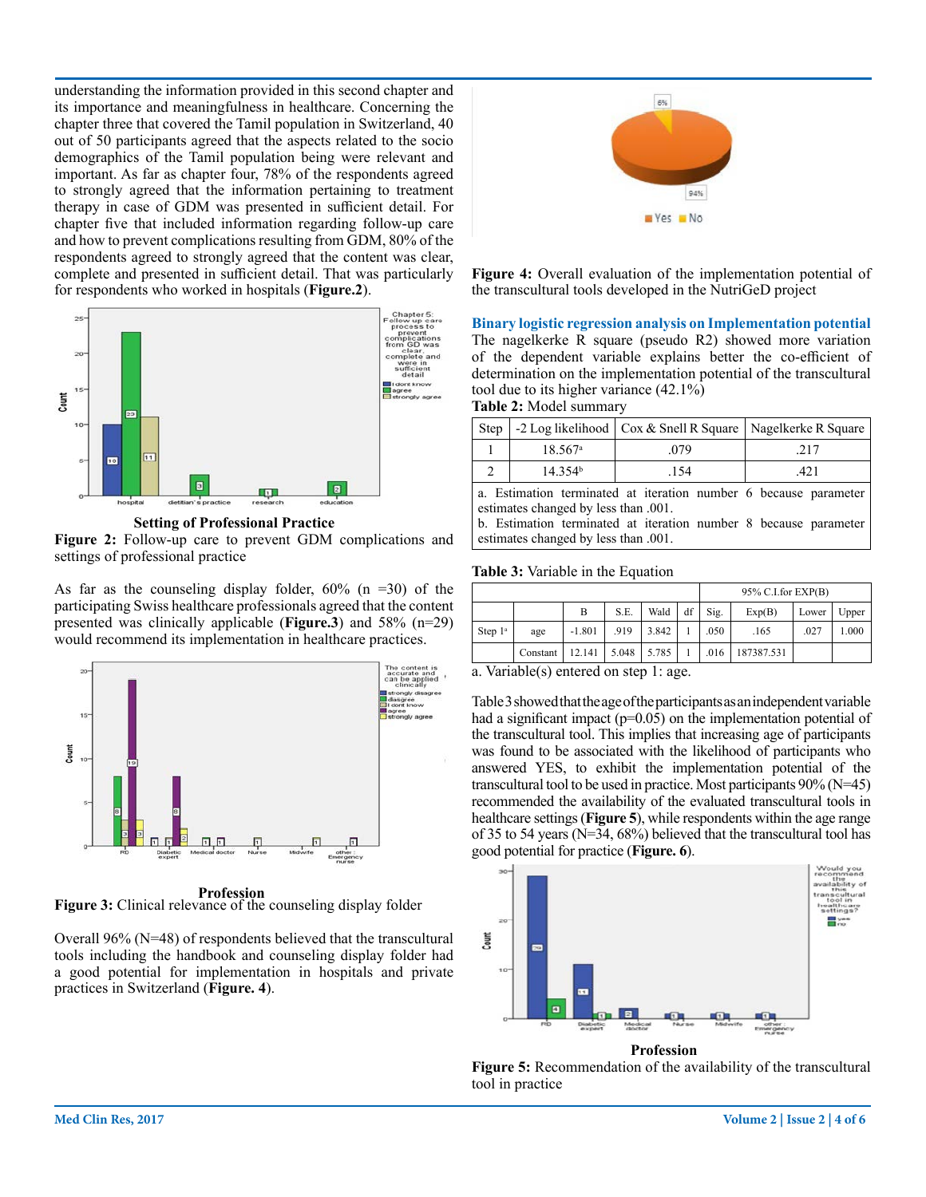understanding the information provided in this second chapter and its importance and meaningfulness in healthcare. Concerning the chapter three that covered the Tamil population in Switzerland, 40 out of 50 participants agreed that the aspects related to the socio demographics of the Tamil population being were relevant and important. As far as chapter four, 78% of the respondents agreed to strongly agreed that the information pertaining to treatment therapy in case of GDM was presented in sufficient detail. For chapter five that included information regarding follow-up care and how to prevent complications resulting from GDM, 80% of the respondents agreed to strongly agreed that the content was clear, complete and presented in sufficient detail. That was particularly for respondents who worked in hospitals (**Figure.2**).

**Figure 2:** Follow-up care to prevent GDM complications and settings of professional practice

As far as the counseling display folder, 60% (n =30) of the participating Swiss healthcare professionals agreed that the content presented was clinically applicable (**Figure.3**) and 58% (n=29) would recommend its implementation in healthcare practices.

**Figure 3:** Clinical relevance of the counseling display folder

Overall 96% (N=48) of respondents believed that the transcultural tools including the handbook and counseling display folder had a good potential for implementation in hospitals and private practices in Switzerland (**Figure. 4**).

**Figure 4:** Overall evaluation of the implementation potential of the transcultural tools developed in the NutriGeD project

## Binary logistic regression analysis on Implementation potential

The nagelkerke R square (pseudo R2) showed more variation of the dependent variable explains better the co-efficient of determination on the implementation potential of the transcultural tool due to its higher variance (42.1%)

**Table 2:** Model summary

| Step | -2 Log likelihood | Cox & Snell R Square | Nagelkerke R Square |
|---|---|---|---|
| 1 | 18.567[a] | .079 | .217 |
| 2 | 14.354[b] | .154 | .421 |

a. Estimation terminated at iteration number 6 because parameter estimates changed by less than .001.
b. Estimation terminated at iteration number 8 because parameter estimates changed by less than .001.

**Table 3:** Variable in the Equation

| | | | | | | | | 95% C.I.for EXP(B) | |
|---|---|---|---|---|---|---|---|---|---|
| | | B | S.E. | Wald | df | Sig. | Exp(B) | Lower | Upper |
| Step 1[a] | age | -1.801 | .919 | 3.842 | 1 | .050 | .165 | .027 | 1.000 |
| | Constant | 12.141 | 5.048 | 5.785 | 1 | .016 | 187387.531 | | |

a. Variable(s) entered on step 1: age.

Table 3 showed that the age of the participants as an independent variable had a significant impact (p=0.05) on the implementation potential of the transcultural tool. This implies that increasing age of participants was found to be associated with the likelihood of participants who answered YES, to exhibit the implementation potential of the transcultural tool to be used in practice. Most participants 90% (N=45) recommended the availability of the evaluated transcultural tools in healthcare settings (**Figure 5**), while respondents within the age range of 35 to 54 years (N=34, 68%) believed that the transcultural tool has good potential for practice (**Figure. 6**).

**Figure 5:** Recommendation of the availability of the transcultural tool in practice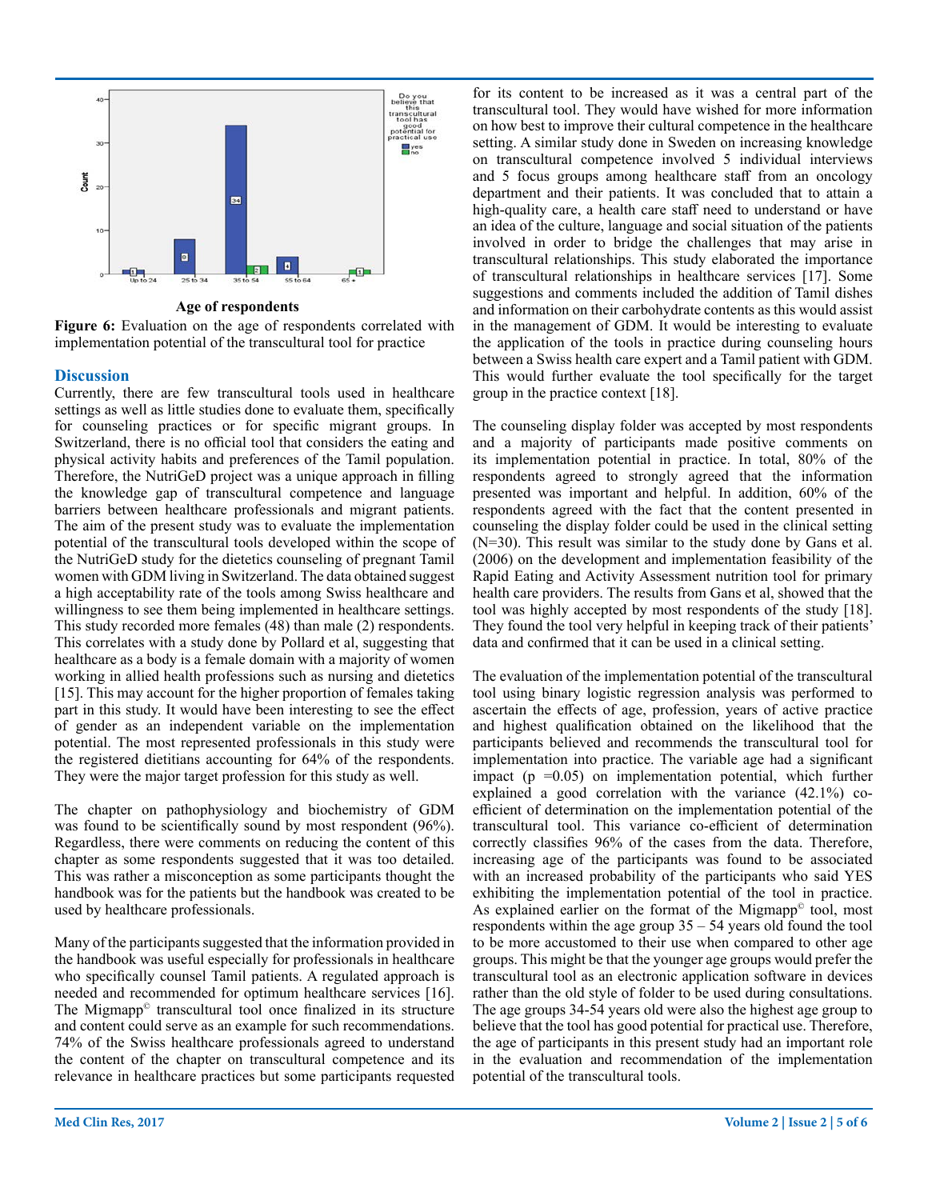**Age of respondents**

**Figure 6:** Evaluation on the age of respondents correlated with implementation potential of the transcultural tool for practice

## Discussion

Currently, there are few transcultural tools used in healthcare settings as well as little studies done to evaluate them, specifically for counseling practices or for specific migrant groups. In Switzerland, there is no official tool that considers the eating and physical activity habits and preferences of the Tamil population. Therefore, the NutriGeD project was a unique approach in filling the knowledge gap of transcultural competence and language barriers between healthcare professionals and migrant patients. The aim of the present study was to evaluate the implementation potential of the transcultural tools developed within the scope of the NutriGeD study for the dietetics counseling of pregnant Tamil women with GDM living in Switzerland. The data obtained suggest a high acceptability rate of the tools among Swiss healthcare and willingness to see them being implemented in healthcare settings. This study recorded more females (48) than male (2) respondents. This correlates with a study done by Pollard et al, suggesting that healthcare as a body is a female domain with a majority of women working in allied health professions such as nursing and dietetics [15]. This may account for the higher proportion of females taking part in this study. It would have been interesting to see the effect of gender as an independent variable on the implementation potential. The most represented professionals in this study were the registered dietitians accounting for 64% of the respondents. They were the major target profession for this study as well.

The chapter on pathophysiology and biochemistry of GDM was found to be scientifically sound by most respondent (96%). Regardless, there were comments on reducing the content of this chapter as some respondents suggested that it was too detailed. This was rather a misconception as some participants thought the handbook was for the patients but the handbook was created to be used by healthcare professionals.

Many of the participants suggested that the information provided in the handbook was useful especially for professionals in healthcare who specifically counsel Tamil patients. A regulated approach is needed and recommended for optimum healthcare services [16]. The Migmapp© transcultural tool once finalized in its structure and content could serve as an example for such recommendations. 74% of the Swiss healthcare professionals agreed to understand the content of the chapter on transcultural competence and its relevance in healthcare practices but some participants requested for its content to be increased as it was a central part of the transcultural tool. They would have wished for more information on how best to improve their cultural competence in the healthcare setting. A similar study done in Sweden on increasing knowledge on transcultural competence involved 5 individual interviews and 5 focus groups among healthcare staff from an oncology department and their patients. It was concluded that to attain a high-quality care, a health care staff need to understand or have an idea of the culture, language and social situation of the patients involved in order to bridge the challenges that may arise in transcultural relationships. This study elaborated the importance of transcultural relationships in healthcare services [17]. Some suggestions and comments included the addition of Tamil dishes and information on their carbohydrate contents as this would assist in the management of GDM. It would be interesting to evaluate the application of the tools in practice during counseling hours between a Swiss health care expert and a Tamil patient with GDM. This would further evaluate the tool specifically for the target group in the practice context [18].

The counseling display folder was accepted by most respondents and a majority of participants made positive comments on its implementation potential in practice. In total, 80% of the respondents agreed to strongly agreed that the information presented was important and helpful. In addition, 60% of the respondents agreed with the fact that the content presented in counseling the display folder could be used in the clinical setting (N=30). This result was similar to the study done by Gans et al. (2006) on the development and implementation feasibility of the Rapid Eating and Activity Assessment nutrition tool for primary health care providers. The results from Gans et al, showed that the tool was highly accepted by most respondents of the study [18]. They found the tool very helpful in keeping track of their patients' data and confirmed that it can be used in a clinical setting.

The evaluation of the implementation potential of the transcultural tool using binary logistic regression analysis was performed to ascertain the effects of age, profession, years of active practice and highest qualification obtained on the likelihood that the participants believed and recommends the transcultural tool for implementation into practice. The variable age had a significant impact ($p = 0.05$) on implementation potential, which further explained a good correlation with the variance (42.1%) co-efficient of determination on the implementation potential of the transcultural tool. This variance co-efficient of determination correctly classifies 96% of the cases from the data. Therefore, increasing age of the participants was found to be associated with an increased probability of the participants who said YES exhibiting the implementation potential of the tool in practice. As explained earlier on the format of the Migmapp© tool, most respondents within the age group 35 – 54 years old found the tool to be more accustomed to their use when compared to other age groups. This might be that the younger age groups would prefer the transcultural tool as an electronic application software in devices rather than the old style of folder to be used during consultations. The age groups 34-54 years old were also the highest age group to believe that the tool has good potential for practical use. Therefore, the age of participants in this present study had an important role in the evaluation and recommendation of the implementation potential of the transcultural tools.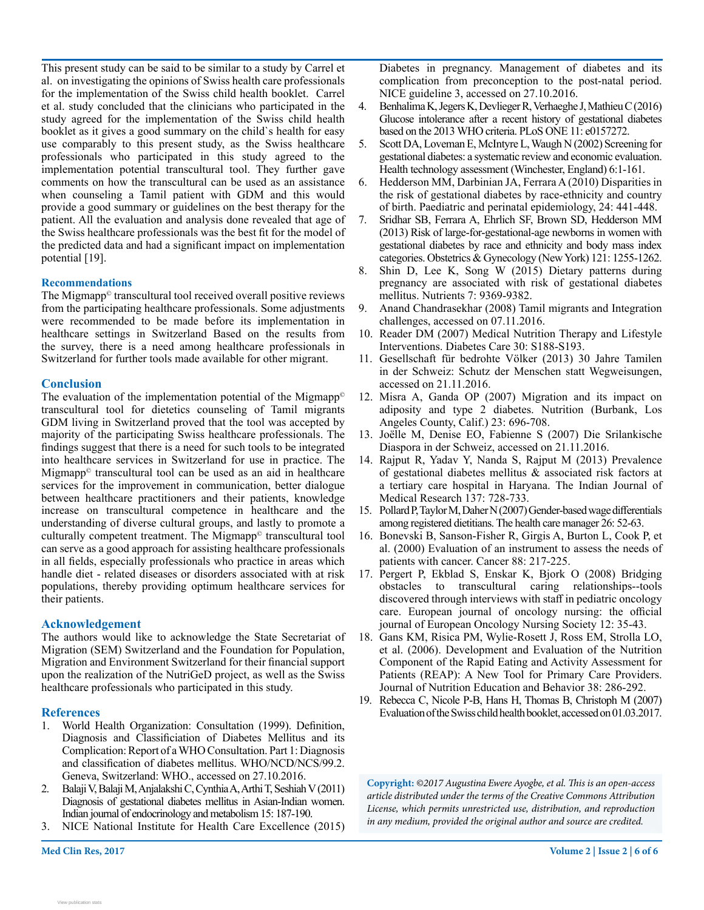This present study can be said to be similar to a study by Carrel et al. on investigating the opinions of Swiss health care professionals for the implementation of the Swiss child health booklet. Carrel et al. study concluded that the clinicians who participated in the study agreed for the implementation of the Swiss child health booklet as it gives a good summary on the child`s health for easy use comparably to this present study, as the Swiss healthcare professionals who participated in this study agreed to the implementation potential transcultural tool. They further gave comments on how the transcultural can be used as an assistance when counseling a Tamil patient with GDM and this would provide a good summary or guidelines on the best therapy for the patient. All the evaluation and analysis done revealed that age of the Swiss healthcare professionals was the best fit for the model of the predicted data and had a significant impact on implementation potential [19].

### Recommendations

The Migmapp© transcultural tool received overall positive reviews from the participating healthcare professionals. Some adjustments were recommended to be made before its implementation in healthcare settings in Switzerland Based on the results from the survey, there is a need among healthcare professionals in Switzerland for further tools made available for other migrant.

## Conclusion

The evaluation of the implementation potential of the Migmapp© transcultural tool for dietetics counseling of Tamil migrants GDM living in Switzerland proved that the tool was accepted by majority of the participating Swiss healthcare professionals. The findings suggest that there is a need for such tools to be integrated into healthcare services in Switzerland for use in practice. The Migmapp© transcultural tool can be used as an aid in healthcare services for the improvement in communication, better dialogue between healthcare practitioners and their patients, knowledge increase on transcultural competence in healthcare and the understanding of diverse cultural groups, and lastly to promote a culturally competent treatment. The Migmapp© transcultural tool can serve as a good approach for assisting healthcare professionals in all fields, especially professionals who practice in areas which handle diet - related diseases or disorders associated with at risk populations, thereby providing optimum healthcare services for their patients.

## Acknowledgement

The authors would like to acknowledge the State Secretariat of Migration (SEM) Switzerland and the Foundation for Population, Migration and Environment Switzerland for their financial support upon the realization of the NutriGeD project, as well as the Swiss healthcare professionals who participated in this study.

## References

1. World Health Organization: Consultation (1999). Definition, Diagnosis and Classificiation of Diabetes Mellitus and its Complication: Report of a WHO Consultation. Part 1: Diagnosis and classification of diabetes mellitus. WHO/NCD/NCS/99.2. Geneva, Switzerland: WHO., accessed on 27.10.2016.
2. Balaji V, Balaji M, Anjalakshi C, Cynthia A, Arthi T, Seshiah V (2011) Diagnosis of gestational diabetes mellitus in Asian-Indian women. Indian journal of endocrinology and metabolism 15: 187-190.
3. NICE National Institute for Health Care Excellence (2015) Diabetes in pregnancy. Management of diabetes and its complication from preconception to the post-natal period. NICE guideline 3, accessed on 27.10.2016.
4. Benhalima K, Jegers K, Devlieger R, Verhaeghe J, Mathieu C (2016) Glucose intolerance after a recent history of gestational diabetes based on the 2013 WHO criteria. PLoS ONE 11: e0157272.
5. Scott DA, Loveman E, McIntyre L, Waugh N (2002) Screening for gestational diabetes: a systematic review and economic evaluation. Health technology assessment (Winchester, England) 6:1-161.
6. Hedderson MM, Darbinian JA, Ferrara A (2010) Disparities in the risk of gestational diabetes by race-ethnicity and country of birth. Paediatric and perinatal epidemiology, 24: 441-448.
7. Sridhar SB, Ferrara A, Ehrlich SF, Brown SD, Hedderson MM (2013) Risk of large-for-gestational-age newborns in women with gestational diabetes by race and ethnicity and body mass index categories. Obstetrics & Gynecology (New York) 121: 1255-1262.
8. Shin D, Lee K, Song W (2015) Dietary patterns during pregnancy are associated with risk of gestational diabetes mellitus. Nutrients 7: 9369-9382.
9. Anand Chandrasekhar (2008) Tamil migrants and Integration challenges, accessed on 07.11.2016.
10. Reader DM (2007) Medical Nutrition Therapy and Lifestyle Interventions. Diabetes Care 30: S188-S193.
11. Gesellschaft für bedrohte Völker (2013) 30 Jahre Tamilen in der Schweiz: Schutz der Menschen statt Wegweisungen, accessed on 21.11.2016.
12. Misra A, Ganda OP (2007) Migration and its impact on adiposity and type 2 diabetes. Nutrition (Burbank, Los Angeles County, Calif.) 23: 696-708.
13. Joëlle M, Denise EO, Fabienne S (2007) Die Srilankische Diaspora in der Schweiz, accessed on 21.11.2016.
14. Rajput R, Yadav Y, Nanda S, Rajput M (2013) Prevalence of gestational diabetes mellitus & associated risk factors at a tertiary care hospital in Haryana. The Indian Journal of Medical Research 137: 728-733.
15. Pollard P, Taylor M, Daher N (2007) Gender-based wage differentials among registered dietitians. The health care manager 26: 52-63.
16. Bonevski B, Sanson-Fisher R, Girgis A, Burton L, Cook P, et al. (2000) Evaluation of an instrument to assess the needs of patients with cancer. Cancer 88: 217-225.
17. Pergert P, Ekblad S, Enskar K, Bjork O (2008) Bridging obstacles to transcultural caring relationships--tools discovered through interviews with staff in pediatric oncology care. European journal of oncology nursing: the official journal of European Oncology Nursing Society 12: 35-43.
18. Gans KM, Risica PM, Wylie-Rosett J, Ross EM, Strolla LO, et al. (2006). Development and Evaluation of the Nutrition Component of the Rapid Eating and Activity Assessment for Patients (REAP): A New Tool for Primary Care Providers. Journal of Nutrition Education and Behavior 38: 286-292.
19. Rebecca C, Nicole P-B, Hans H, Thomas B, Christoph M (2007) Evaluation of the Swiss child health booklet, accessed on 01.03.2017.

**Copyright:** *©2017 Augustina Ewere Ayogbe, et al. This is an open-access article distributed under the terms of the Creative Commons Attribution License, which permits unrestricted use, distribution, and reproduction in any medium, provided the original author and source are credited.*